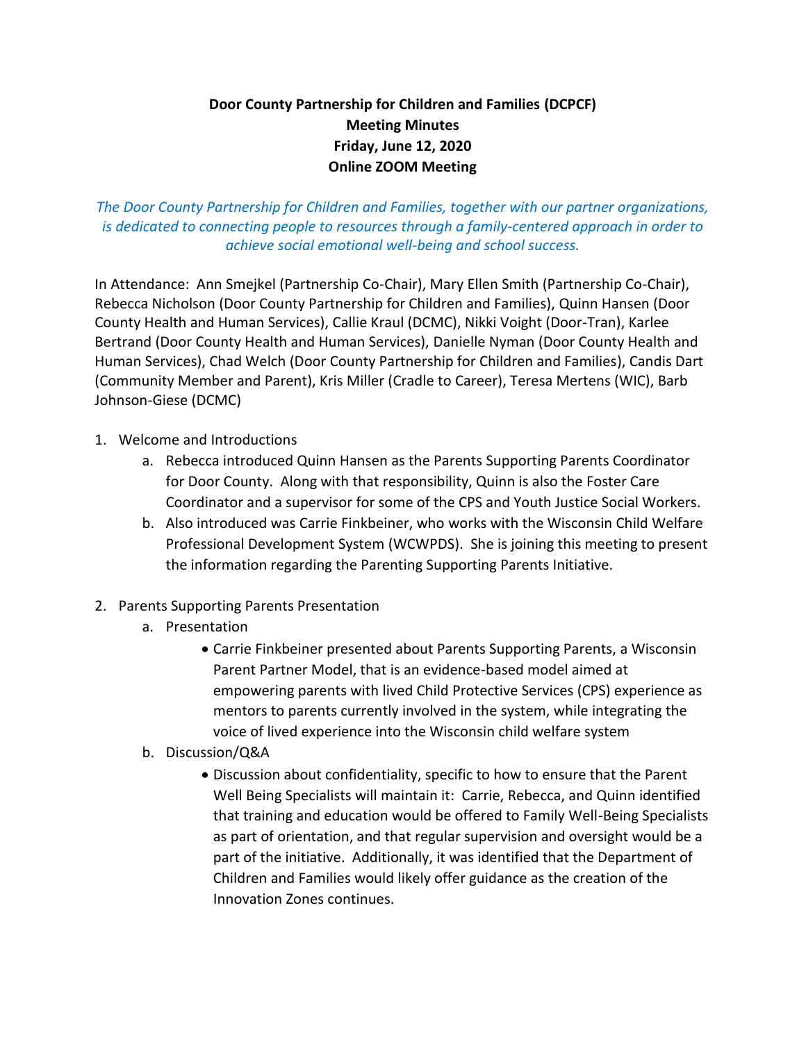# Door County Partnership for Children and Families (DCPCF)
## Meeting Minutes
## Friday, June 12, 2020
## Online ZOOM Meeting

*The Door County Partnership for Children and Families, together with our partner organizations, is dedicated to connecting people to resources through a family-centered approach in order to achieve social emotional well-being and school success.*

In Attendance: Ann Smejkel (Partnership Co-Chair), Mary Ellen Smith (Partnership Co-Chair), Rebecca Nicholson (Door County Partnership for Children and Families), Quinn Hansen (Door County Health and Human Services), Callie Kraul (DCMC), Nikki Voight (Door-Tran), Karlee Bertrand (Door County Health and Human Services), Danielle Nyman (Door County Health and Human Services), Chad Welch (Door County Partnership for Children and Families), Candis Dart (Community Member and Parent), Kris Miller (Cradle to Career), Teresa Mertens (WIC), Barb Johnson-Giese (DCMC)

1. Welcome and Introductions
   a. Rebecca introduced Quinn Hansen as the Parents Supporting Parents Coordinator for Door County. Along with that responsibility, Quinn is also the Foster Care Coordinator and a supervisor for some of the CPS and Youth Justice Social Workers.
   b. Also introduced was Carrie Finkbeiner, who works with the Wisconsin Child Welfare Professional Development System (WCWPDS). She is joining this meeting to present the information regarding the Parenting Supporting Parents Initiative.

2. Parents Supporting Parents Presentation
   a. Presentation
      - Carrie Finkbeiner presented about Parents Supporting Parents, a Wisconsin Parent Partner Model, that is an evidence-based model aimed at empowering parents with lived Child Protective Services (CPS) experience as mentors to parents currently involved in the system, while integrating the voice of lived experience into the Wisconsin child welfare system
   b. Discussion/Q&A
      - Discussion about confidentiality, specific to how to ensure that the Parent Well Being Specialists will maintain it: Carrie, Rebecca, and Quinn identified that training and education would be offered to Family Well-Being Specialists as part of orientation, and that regular supervision and oversight would be a part of the initiative. Additionally, it was identified that the Department of Children and Families would likely offer guidance as the creation of the Innovation Zones continues.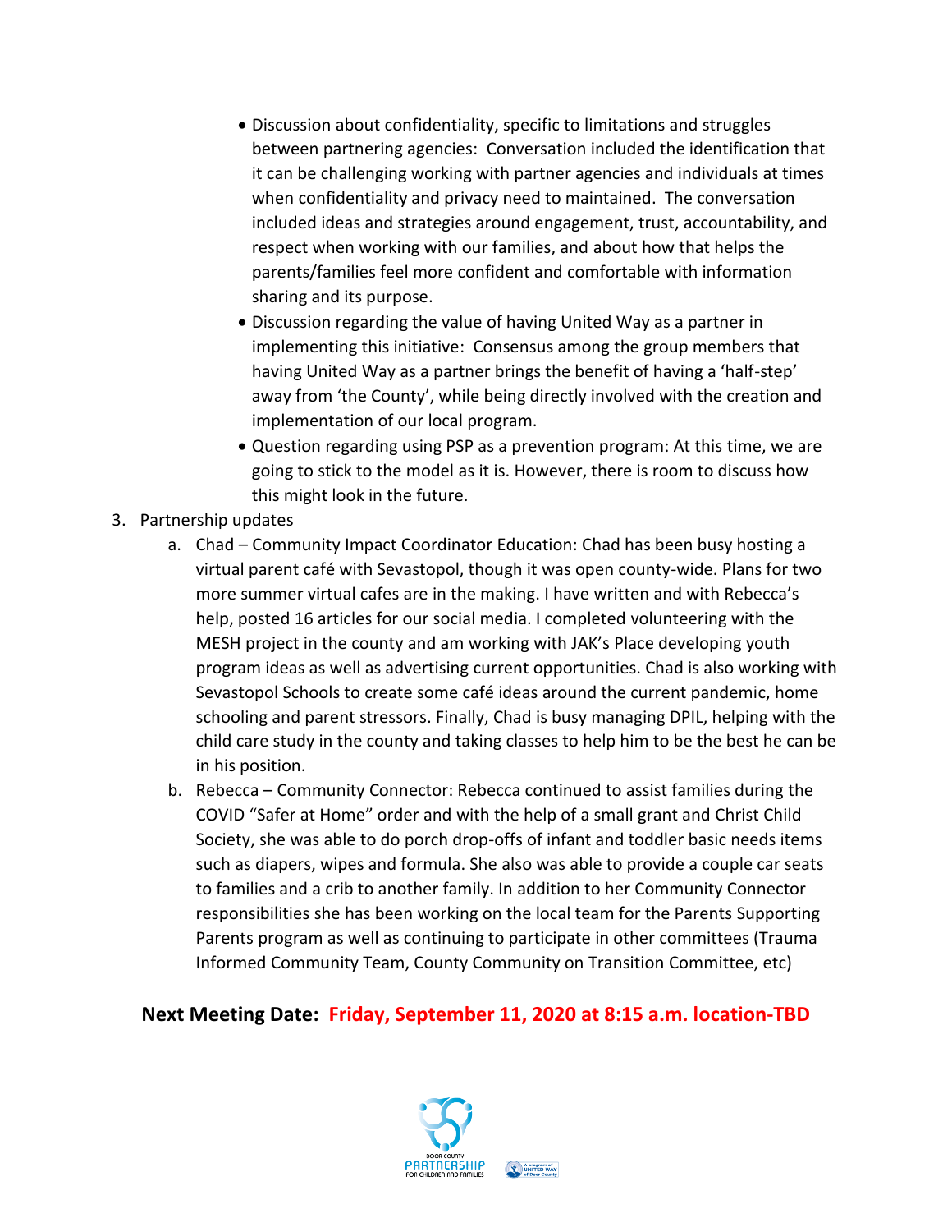- Discussion about confidentiality, specific to limitations and struggles between partnering agencies: Conversation included the identification that it can be challenging working with partner agencies and individuals at times when confidentiality and privacy need to maintained. The conversation included ideas and strategies around engagement, trust, accountability, and respect when working with our families, and about how that helps the parents/families feel more confident and comfortable with information sharing and its purpose.
- Discussion regarding the value of having United Way as a partner in implementing this initiative: Consensus among the group members that having United Way as a partner brings the benefit of having a 'half-step' away from 'the County', while being directly involved with the creation and implementation of our local program.
- Question regarding using PSP as a prevention program: At this time, we are going to stick to the model as it is. However, there is room to discuss how this might look in the future.

3. Partnership updates
   a. Chad – Community Impact Coordinator Education: Chad has been busy hosting a virtual parent café with Sevastopol, though it was open county-wide. Plans for two more summer virtual cafes are in the making. I have written and with Rebecca's help, posted 16 articles for our social media. I completed volunteering with the MESH project in the county and am working with JAK's Place developing youth program ideas as well as advertising current opportunities. Chad is also working with Sevastopol Schools to create some café ideas around the current pandemic, home schooling and parent stressors. Finally, Chad is busy managing DPIL, helping with the child care study in the county and taking classes to help him to be the best he can be in his position.
   b. Rebecca – Community Connector: Rebecca continued to assist families during the COVID "Safer at Home" order and with the help of a small grant and Christ Child Society, she was able to do porch drop-offs of infant and toddler basic needs items such as diapers, wipes and formula. She also was able to provide a couple car seats to families and a crib to another family. In addition to her Community Connector responsibilities she has been working on the local team for the Parents Supporting Parents program as well as continuing to participate in other committees (Trauma Informed Community Team, County Community on Transition Committee, etc)

**Next Meeting Date: Friday, September 11, 2020 at 8:15 a.m. location-TBD**